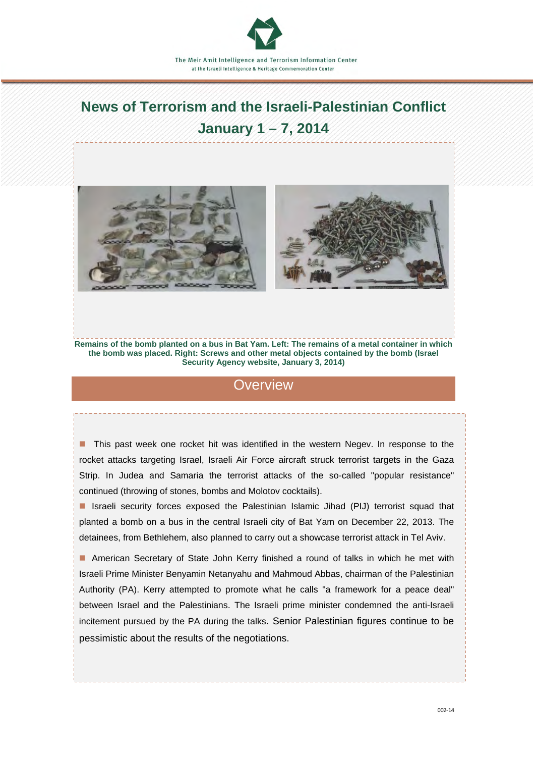The Meir Amit Intelligence and Terrorism Information Center
at the Israeli Intelligence & Heritage Commemoration Center

# News of Terrorism and the Israeli-Palestinian Conflict

## January 1 – 7, 2014

**Remains of the bomb planted on a bus in Bat Yam. Left: The remains of a metal container in which the bomb was placed. Right: Screws and other metal objects contained by the bomb (Israel Security Agency website, January 3, 2014)**

## Overview

- This past week one rocket hit was identified in the western Negev. In response to the rocket attacks targeting Israel, Israeli Air Force aircraft struck terrorist targets in the Gaza Strip. In Judea and Samaria the terrorist attacks of the so-called "popular resistance" continued (throwing of stones, bombs and Molotov cocktails).
- Israeli security forces exposed the Palestinian Islamic Jihad (PIJ) terrorist squad that planted a bomb on a bus in the central Israeli city of Bat Yam on December 22, 2013. The detainees, from Bethlehem, also planned to carry out a showcase terrorist attack in Tel Aviv.
- American Secretary of State John Kerry finished a round of talks in which he met with Israeli Prime Minister Benyamin Netanyahu and Mahmoud Abbas, chairman of the Palestinian Authority (PA). Kerry attempted to promote what he calls "a framework for a peace deal" between Israel and the Palestinians. The Israeli prime minister condemned the anti-Israeli incitement pursued by the PA during the talks. Senior Palestinian figures continue to be pessimistic about the results of the negotiations.

002-14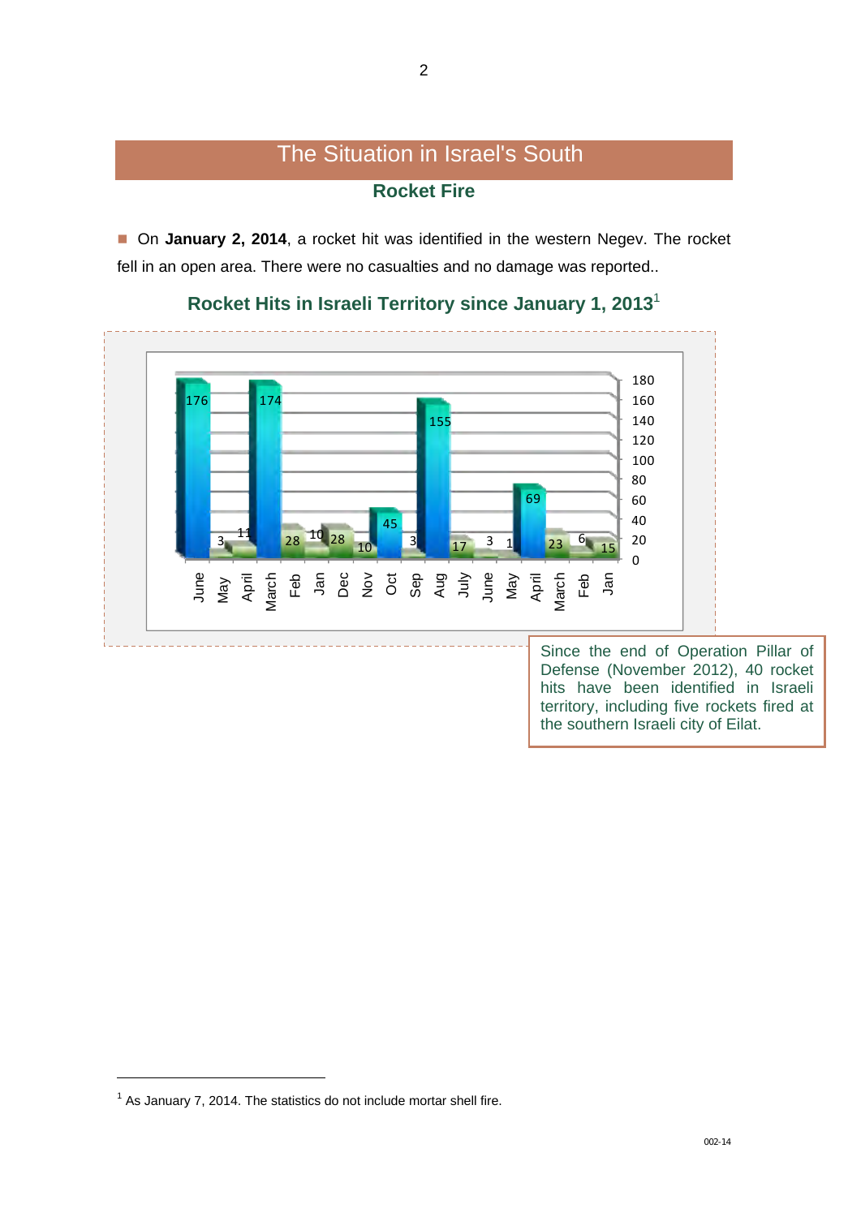# The Situation in Israel's South

## Rocket Fire

- On **January 2, 2014**, a rocket hit was identified in the western Negev. The rocket fell in an open area. There were no casualties and no damage was reported..

### Rocket Hits in Israeli Territory since January 1, 2013[1]

| Month | Rocket hits |
|---|---|
| June | 176 |
| May | 3 |
| April | 11 |
| March | 174 |
| Feb | 28 |
| Jan | 10 |
| Dec | 28 |
| Nov | 10 |
| Oct | 45 |
| Sep | 3 |
| Aug | 155 |
| July | 17 |
| June | 3 |
| May | 1 |
| April | 69 |
| March | 23 |
| Feb | 6 |
| Jan | 15 |

Since the end of Operation Pillar of Defense (November 2012), 40 rocket hits have been identified in Israeli territory, including five rockets fired at the southern Israeli city of Eilat.

---

[1] As January 7, 2014. The statistics do not include mortar shell fire.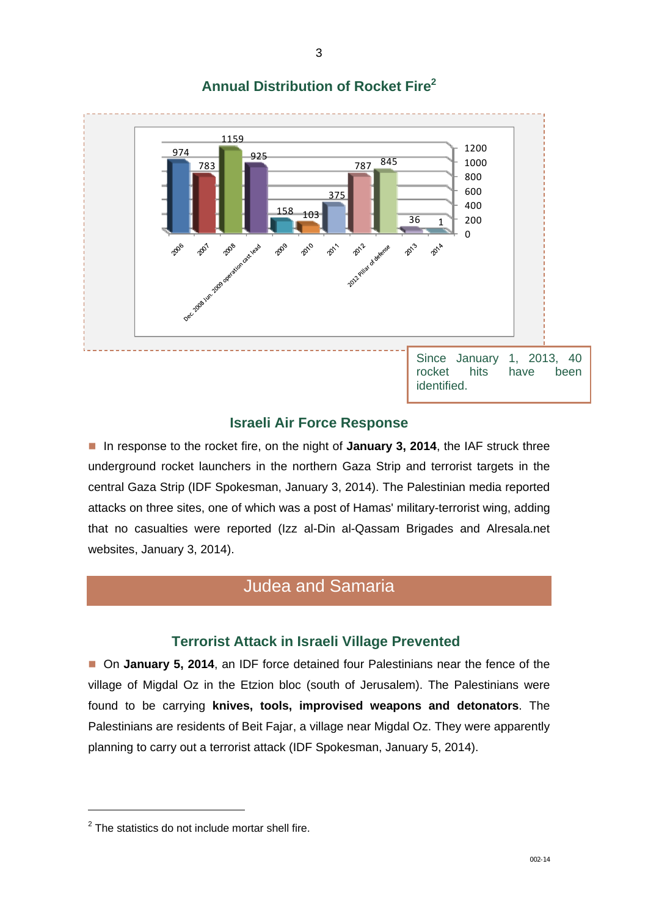## Annual Distribution of Rocket Fire[2]

| Period | Rockets |
|---|---|
| 2006 | 974 |
| 2007 | 783 |
| 2008 | 1159 |
| Dec. 2008 Jun. 2009 operation cast lead | 925 |
| 2009 | 158 |
| 2010 | 103 |
| 2011 | 375 |
| 2012 | 787 |
| 2012 Pillar of defense | 845 |
| 2013 | 36 |
| 2014 | 1 |

Since January 1, 2013, 40 rocket hits have been identified.

### Israeli Air Force Response

- In response to the rocket fire, on the night of **January 3, 2014**, the IAF struck three underground rocket launchers in the northern Gaza Strip and terrorist targets in the central Gaza Strip (IDF Spokesman, January 3, 2014). The Palestinian media reported attacks on three sites, one of which was a post of Hamas' military-terrorist wing, adding that no casualties were reported (Izz al-Din al-Qassam Brigades and Alresala.net websites, January 3, 2014).

## Judea and Samaria

### Terrorist Attack in Israeli Village Prevented

- On **January 5, 2014**, an IDF force detained four Palestinians near the fence of the village of Migdal Oz in the Etzion bloc (south of Jerusalem). The Palestinians were found to be carrying **knives, tools, improvised weapons and detonators**. The Palestinians are residents of Beit Fajar, a village near Migdal Oz. They were apparently planning to carry out a terrorist attack (IDF Spokesman, January 5, 2014).

---

[2] The statistics do not include mortar shell fire.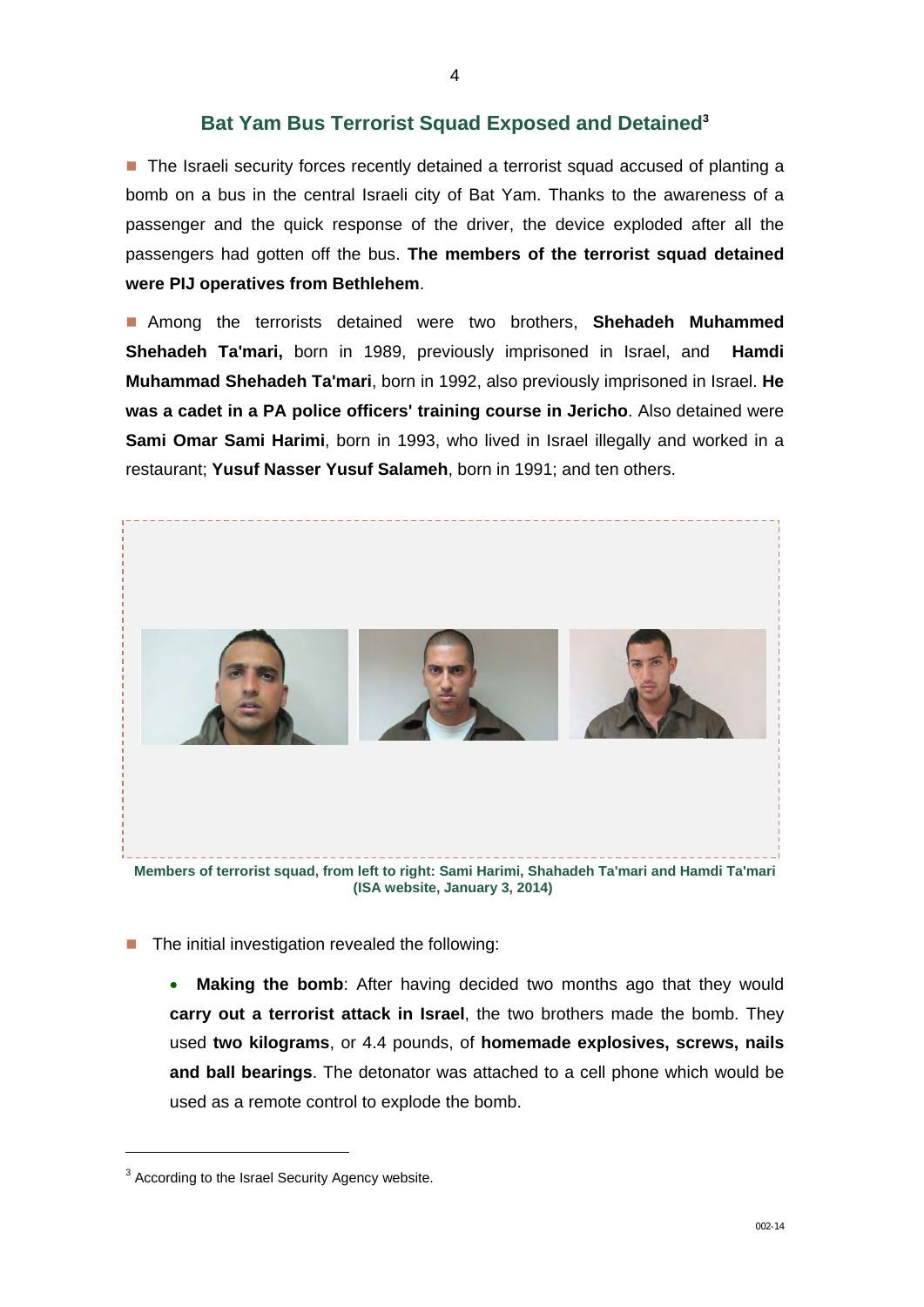## Bat Yam Bus Terrorist Squad Exposed and Detained[3]

- The Israeli security forces recently detained a terrorist squad accused of planting a bomb on a bus in the central Israeli city of Bat Yam. Thanks to the awareness of a passenger and the quick response of the driver, the device exploded after all the passengers had gotten off the bus. **The members of the terrorist squad detained were PIJ operatives from Bethlehem**.

- Among the terrorists detained were two brothers, **Shehadeh Muhammed Shehadeh Ta'mari,** born in 1989, previously imprisoned in Israel, and **Hamdi Muhammad Shehadeh Ta'mari**, born in 1992, also previously imprisoned in Israel. **He was a cadet in a PA police officers' training course in Jericho**. Also detained were **Sami Omar Sami Harimi**, born in 1993, who lived in Israel illegally and worked in a restaurant; **Yusuf Nasser Yusuf Salameh**, born in 1991; and ten others.

**Members of terrorist squad, from left to right: Sami Harimi, Shahadeh Ta'mari and Hamdi Ta'mari (ISA website, January 3, 2014)**

- The initial investigation revealed the following:
  - **Making the bomb**: After having decided two months ago that they would **carry out a terrorist attack in Israel**, the two brothers made the bomb. They used **two kilograms**, or 4.4 pounds, of **homemade explosives, screws, nails and ball bearings**. The detonator was attached to a cell phone which would be used as a remote control to explode the bomb.

[3] According to the Israel Security Agency website.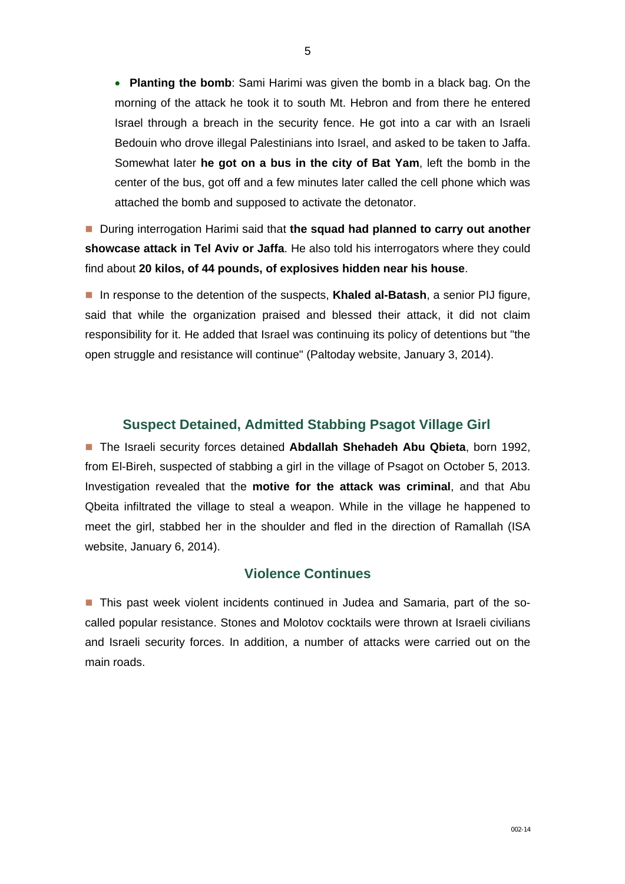- **Planting the bomb**: Sami Harimi was given the bomb in a black bag. On the morning of the attack he took it to south Mt. Hebron and from there he entered Israel through a breach in the security fence. He got into a car with an Israeli Bedouin who drove illegal Palestinians into Israel, and asked to be taken to Jaffa. Somewhat later **he got on a bus in the city of Bat Yam**, left the bomb in the center of the bus, got off and a few minutes later called the cell phone which was attached the bomb and supposed to activate the detonator.

■ During interrogation Harimi said that **the squad had planned to carry out another showcase attack in Tel Aviv or Jaffa**. He also told his interrogators where they could find about **20 kilos, of 44 pounds, of explosives hidden near his house**.

■ In response to the detention of the suspects, **Khaled al-Batash**, a senior PIJ figure, said that while the organization praised and blessed their attack, it did not claim responsibility for it. He added that Israel was continuing its policy of detentions but "the open struggle and resistance will continue" (Paltoday website, January 3, 2014).

## Suspect Detained, Admitted Stabbing Psagot Village Girl

■ The Israeli security forces detained **Abdallah Shehadeh Abu Qbieta**, born 1992, from El-Bireh, suspected of stabbing a girl in the village of Psagot on October 5, 2013. Investigation revealed that the **motive for the attack was criminal**, and that Abu Qbeita infiltrated the village to steal a weapon. While in the village he happened to meet the girl, stabbed her in the shoulder and fled in the direction of Ramallah (ISA website, January 6, 2014).

## Violence Continues

■ This past week violent incidents continued in Judea and Samaria, part of the so-called popular resistance. Stones and Molotov cocktails were thrown at Israeli civilians and Israeli security forces. In addition, a number of attacks were carried out on the main roads.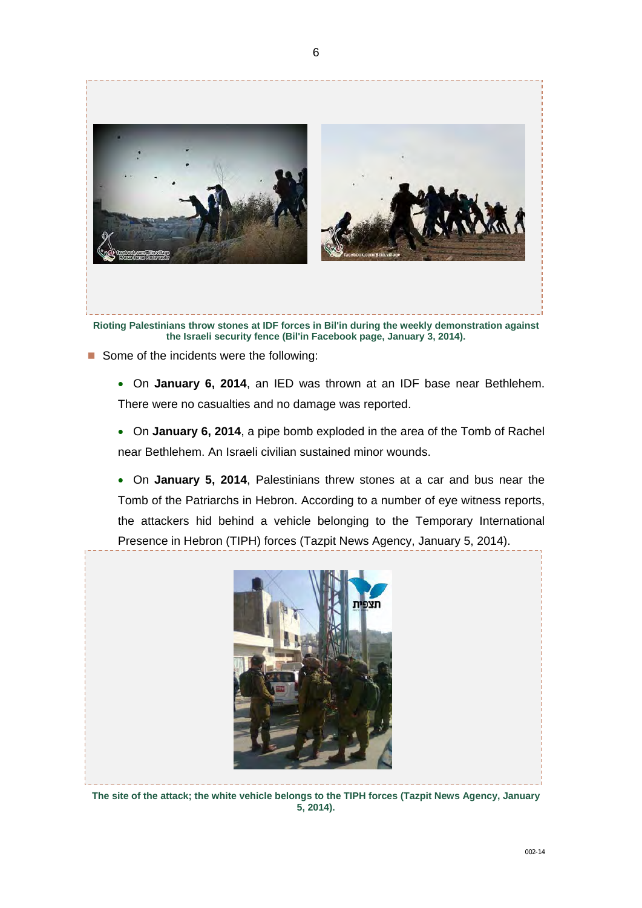Rioting Palestinians throw stones at IDF forces in Bil'in during the weekly demonstration against the Israeli security fence (Bil'in Facebook page, January 3, 2014).

- Some of the incidents were the following:

  - On **January 6, 2014**, an IED was thrown at an IDF base near Bethlehem. There were no casualties and no damage was reported.

  - On **January 6, 2014**, a pipe bomb exploded in the area of the Tomb of Rachel near Bethlehem. An Israeli civilian sustained minor wounds.

  - On **January 5, 2014**, Palestinians threw stones at a car and bus near the Tomb of the Patriarchs in Hebron. According to a number of eye witness reports, the attackers hid behind a vehicle belonging to the Temporary International Presence in Hebron (TIPH) forces (Tazpit News Agency, January 5, 2014).

The site of the attack; the white vehicle belongs to the TIPH forces (Tazpit News Agency, January 5, 2014).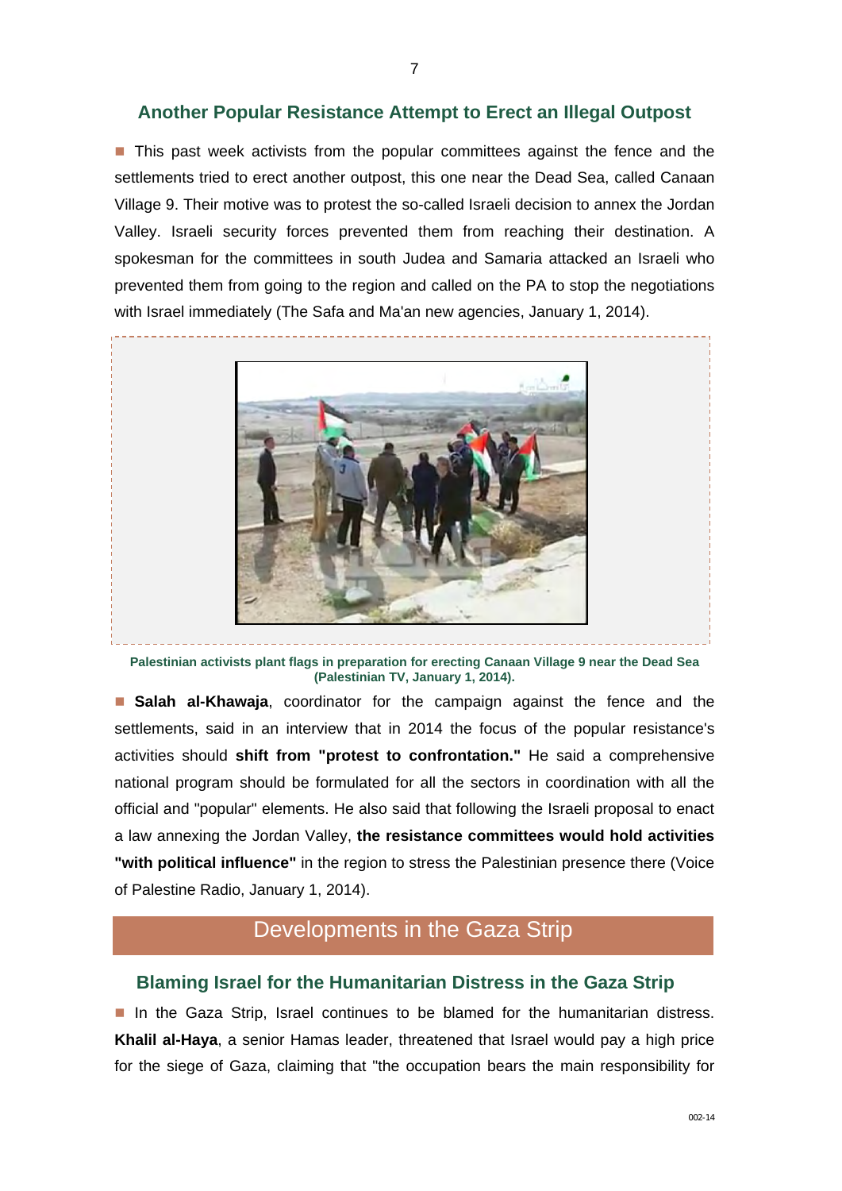## Another Popular Resistance Attempt to Erect an Illegal Outpost

- This past week activists from the popular committees against the fence and the settlements tried to erect another outpost, this one near the Dead Sea, called Canaan Village 9. Their motive was to protest the so-called Israeli decision to annex the Jordan Valley. Israeli security forces prevented them from reaching their destination. A spokesman for the committees in south Judea and Samaria attacked an Israeli who prevented them from going to the region and called on the PA to stop the negotiations with Israel immediately (The Safa and Ma'an new agencies, January 1, 2014).

**Palestinian activists plant flags in preparation for erecting Canaan Village 9 near the Dead Sea (Palestinian TV, January 1, 2014).**

- **Salah al-Khawaja**, coordinator for the campaign against the fence and the settlements, said in an interview that in 2014 the focus of the popular resistance's activities should **shift from "protest to confrontation."** He said a comprehensive national program should be formulated for all the sectors in coordination with all the official and "popular" elements. He also said that following the Israeli proposal to enact a law annexing the Jordan Valley, **the resistance committees would hold activities "with political influence"** in the region to stress the Palestinian presence there (Voice of Palestine Radio, January 1, 2014).

# Developments in the Gaza Strip

## Blaming Israel for the Humanitarian Distress in the Gaza Strip

- In the Gaza Strip, Israel continues to be blamed for the humanitarian distress. **Khalil al-Haya**, a senior Hamas leader, threatened that Israel would pay a high price for the siege of Gaza, claiming that "the occupation bears the main responsibility for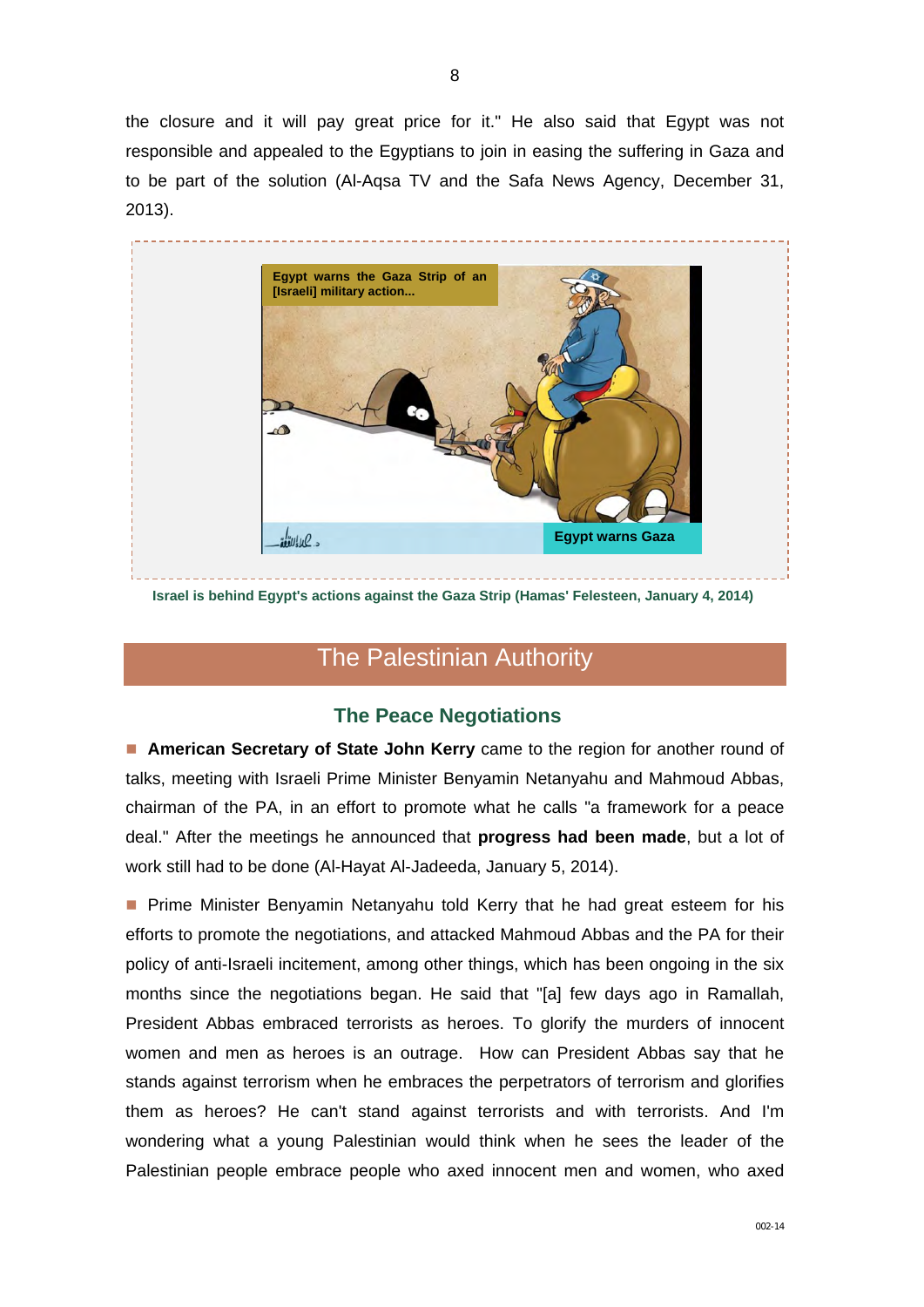the closure and it will pay great price for it." He also said that Egypt was not responsible and appealed to the Egyptians to join in easing the suffering in Gaza and to be part of the solution (Al-Aqsa TV and the Safa News Agency, December 31, 2013).

Israel is behind Egypt's actions against the Gaza Strip (Hamas' Felesteen, January 4, 2014)

## The Palestinian Authority

### The Peace Negotiations

- **American Secretary of State John Kerry** came to the region for another round of talks, meeting with Israeli Prime Minister Benyamin Netanyahu and Mahmoud Abbas, chairman of the PA, in an effort to promote what he calls "a framework for a peace deal." After the meetings he announced that **progress had been made**, but a lot of work still had to be done (Al-Hayat Al-Jadeeda, January 5, 2014).

- Prime Minister Benyamin Netanyahu told Kerry that he had great esteem for his efforts to promote the negotiations, and attacked Mahmoud Abbas and the PA for their policy of anti-Israeli incitement, among other things, which has been ongoing in the six months since the negotiations began. He said that "[a] few days ago in Ramallah, President Abbas embraced terrorists as heroes. To glorify the murders of innocent women and men as heroes is an outrage. How can President Abbas say that he stands against terrorism when he embraces the perpetrators of terrorism and glorifies them as heroes? He can't stand against terrorists and with terrorists. And I'm wondering what a young Palestinian would think when he sees the leader of the Palestinian people embrace people who axed innocent men and women, who axed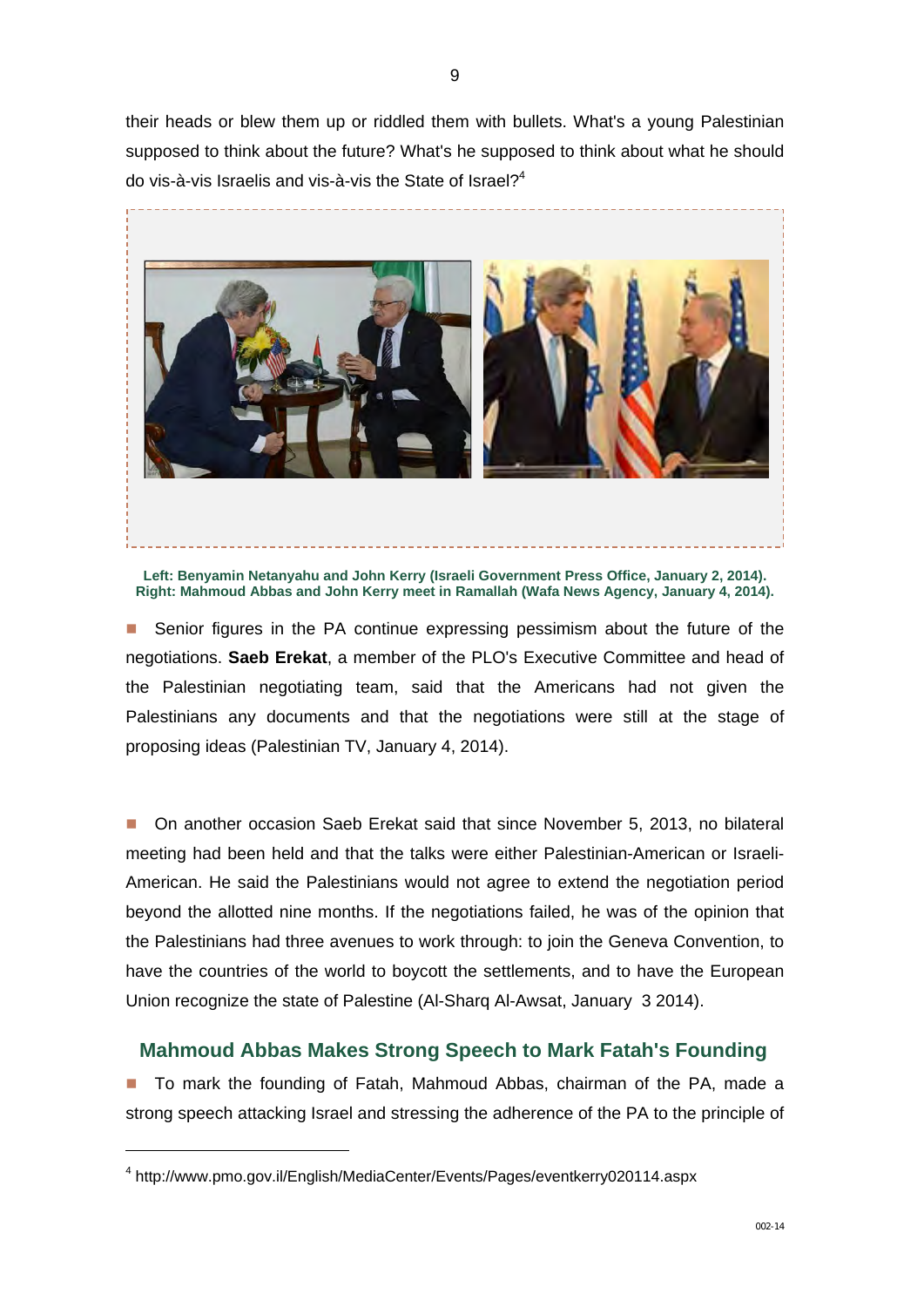their heads or blew them up or riddled them with bullets. What's a young Palestinian supposed to think about the future? What's he supposed to think about what he should do vis-à-vis Israelis and vis-à-vis the State of Israel?[4]

**Left: Benyamin Netanyahu and John Kerry (Israeli Government Press Office, January 2, 2014). Right: Mahmoud Abbas and John Kerry meet in Ramallah (Wafa News Agency, January 4, 2014).**

- Senior figures in the PA continue expressing pessimism about the future of the negotiations. **Saeb Erekat**, a member of the PLO's Executive Committee and head of the Palestinian negotiating team, said that the Americans had not given the Palestinians any documents and that the negotiations were still at the stage of proposing ideas (Palestinian TV, January 4, 2014).

- On another occasion Saeb Erekat said that since November 5, 2013, no bilateral meeting had been held and that the talks were either Palestinian-American or Israeli-American. He said the Palestinians would not agree to extend the negotiation period beyond the allotted nine months. If the negotiations failed, he was of the opinion that the Palestinians had three avenues to work through: to join the Geneva Convention, to have the countries of the world to boycott the settlements, and to have the European Union recognize the state of Palestine (Al-Sharq Al-Awsat, January 3 2014).

## Mahmoud Abbas Makes Strong Speech to Mark Fatah's Founding

- To mark the founding of Fatah, Mahmoud Abbas, chairman of the PA, made a strong speech attacking Israel and stressing the adherence of the PA to the principle of

[4] http://www.pmo.gov.il/English/MediaCenter/Events/Pages/eventkerry020114.aspx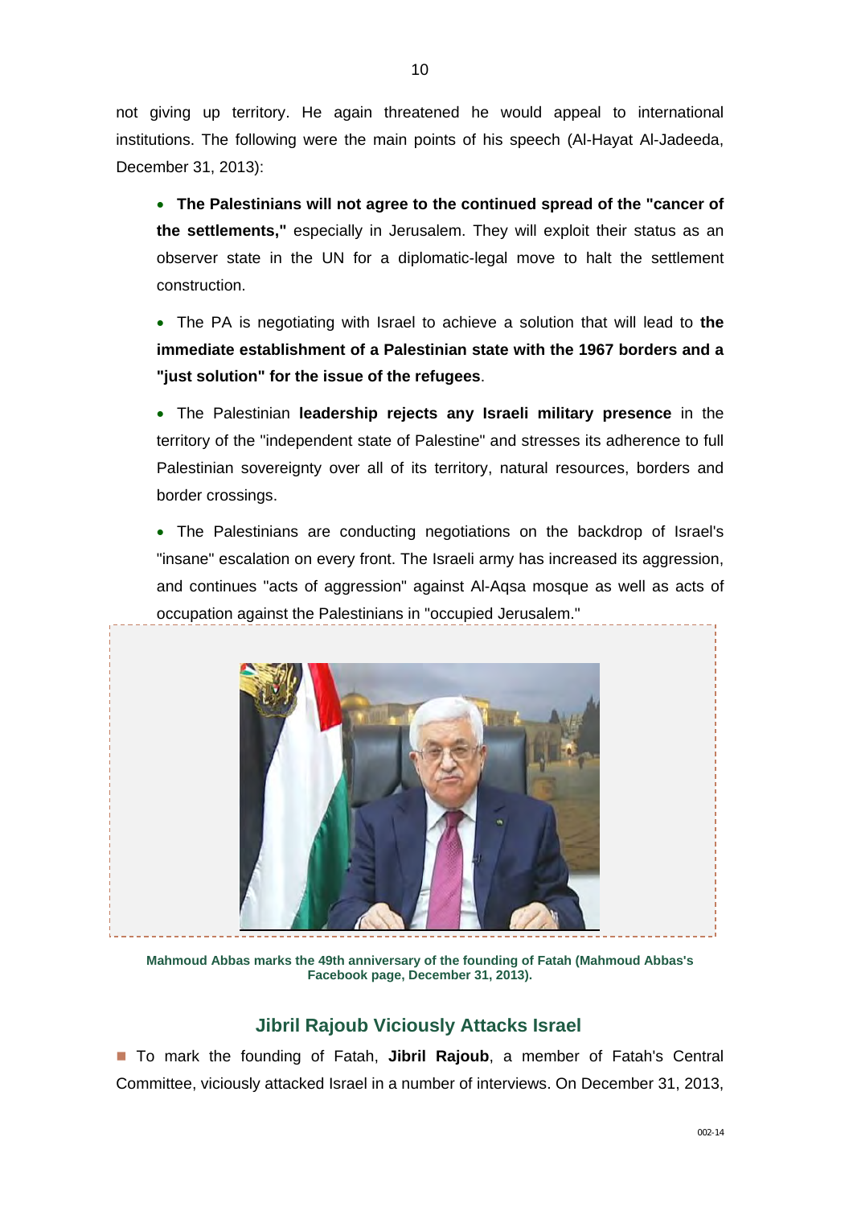not giving up territory. He again threatened he would appeal to international institutions. The following were the main points of his speech (Al-Hayat Al-Jadeeda, December 31, 2013):

- **The Palestinians will not agree to the continued spread of the "cancer of the settlements,"** especially in Jerusalem. They will exploit their status as an observer state in the UN for a diplomatic-legal move to halt the settlement construction.
- The PA is negotiating with Israel to achieve a solution that will lead to **the immediate establishment of a Palestinian state with the 1967 borders and a "just solution" for the issue of the refugees**.
- The Palestinian **leadership rejects any Israeli military presence** in the territory of the "independent state of Palestine" and stresses its adherence to full Palestinian sovereignty over all of its territory, natural resources, borders and border crossings.
- The Palestinians are conducting negotiations on the backdrop of Israel's "insane" escalation on every front. The Israeli army has increased its aggression, and continues "acts of aggression" against Al-Aqsa mosque as well as acts of occupation against the Palestinians in "occupied Jerusalem."

**Mahmoud Abbas marks the 49th anniversary of the founding of Fatah (Mahmoud Abbas's Facebook page, December 31, 2013).**

## Jibril Rajoub Viciously Attacks Israel

■ To mark the founding of Fatah, **Jibril Rajoub**, a member of Fatah's Central Committee, viciously attacked Israel in a number of interviews. On December 31, 2013,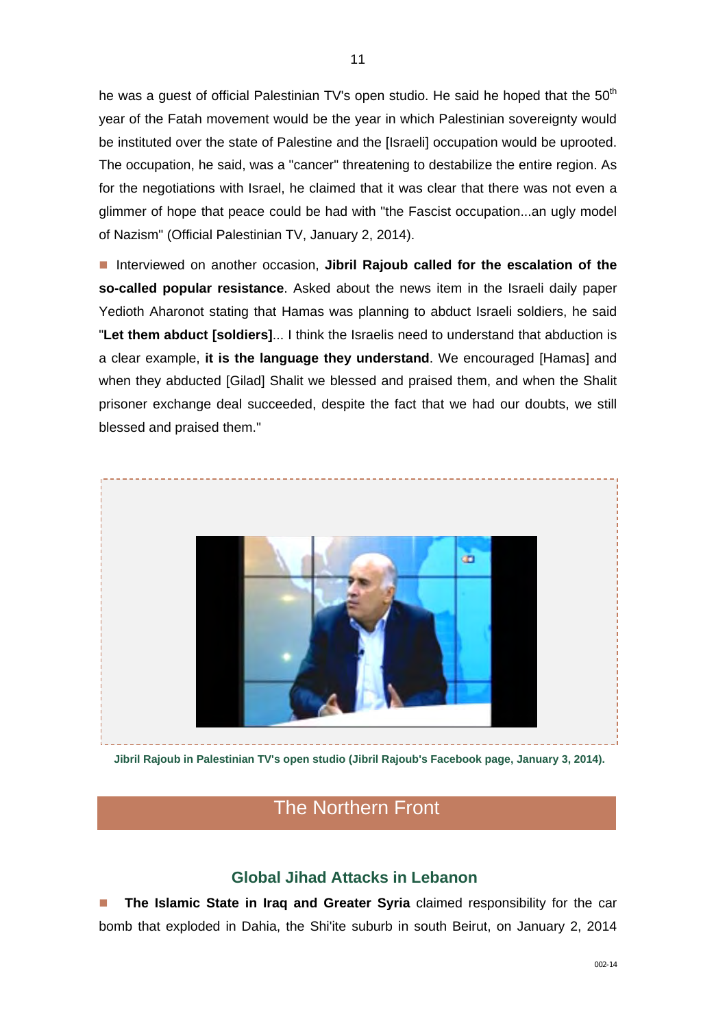he was a guest of official Palestinian TV's open studio. He said he hoped that the 50th year of the Fatah movement would be the year in which Palestinian sovereignty would be instituted over the state of Palestine and the [Israeli] occupation would be uprooted. The occupation, he said, was a "cancer" threatening to destabilize the entire region. As for the negotiations with Israel, he claimed that it was clear that there was not even a glimmer of hope that peace could be had with "the Fascist occupation...an ugly model of Nazism" (Official Palestinian TV, January 2, 2014).

- Interviewed on another occasion, **Jibril Rajoub called for the escalation of the so-called popular resistance**. Asked about the news item in the Israeli daily paper Yedioth Aharonot stating that Hamas was planning to abduct Israeli soldiers, he said "**Let them abduct [soldiers]**... I think the Israelis need to understand that abduction is a clear example, **it is the language they understand**. We encouraged [Hamas] and when they abducted [Gilad] Shalit we blessed and praised them, and when the Shalit prisoner exchange deal succeeded, despite the fact that we had our doubts, we still blessed and praised them."

**Jibril Rajoub in Palestinian TV's open studio (Jibril Rajoub's Facebook page, January 3, 2014).**

# The Northern Front

## Global Jihad Attacks in Lebanon

- **The Islamic State in Iraq and Greater Syria** claimed responsibility for the car bomb that exploded in Dahia, the Shi'ite suburb in south Beirut, on January 2, 2014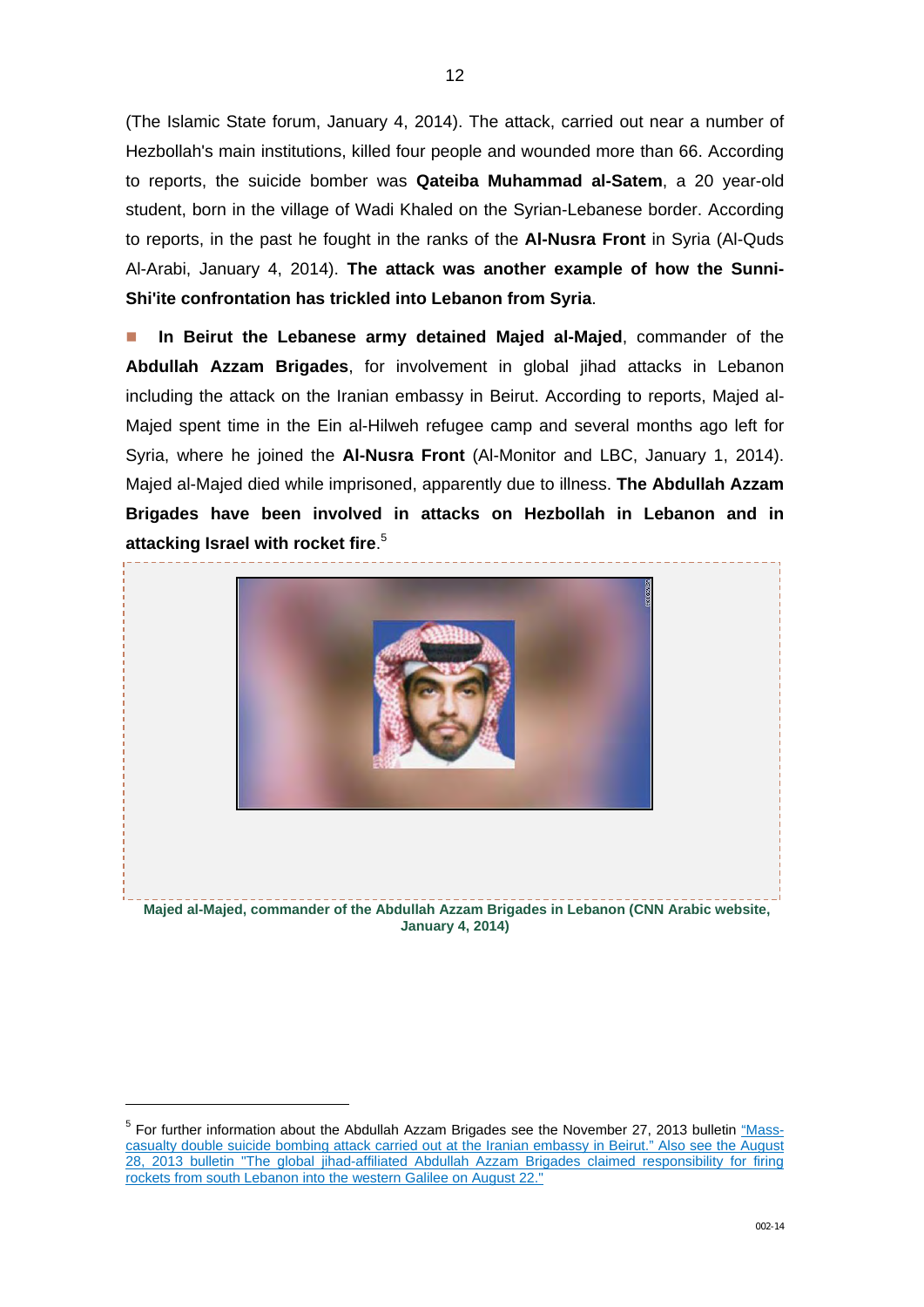(The Islamic State forum, January 4, 2014). The attack, carried out near a number of Hezbollah's main institutions, killed four people and wounded more than 66. According to reports, the suicide bomber was **Qateiba Muhammad al-Satem**, a 20 year-old student, born in the village of Wadi Khaled on the Syrian-Lebanese border. According to reports, in the past he fought in the ranks of the **Al-Nusra Front** in Syria (Al-Quds Al-Arabi, January 4, 2014). **The attack was another example of how the Sunni-Shi'ite confrontation has trickled into Lebanon from Syria**.

- **In Beirut the Lebanese army detained Majed al-Majed**, commander of the **Abdullah Azzam Brigades**, for involvement in global jihad attacks in Lebanon including the attack on the Iranian embassy in Beirut. According to reports, Majed al-Majed spent time in the Ein al-Hilweh refugee camp and several months ago left for Syria, where he joined the **Al-Nusra Front** (Al-Monitor and LBC, January 1, 2014). Majed al-Majed died while imprisoned, apparently due to illness. **The Abdullah Azzam Brigades have been involved in attacks on Hezbollah in Lebanon and in attacking Israel with rocket fire**.[5]

**Majed al-Majed, commander of the Abdullah Azzam Brigades in Lebanon (CNN Arabic website, January 4, 2014)**

[5] For further information about the Abdullah Azzam Brigades see the November 27, 2013 bulletin "Mass-casualty double suicide bombing attack carried out at the Iranian embassy in Beirut." Also see the August 28, 2013 bulletin "The global jihad-affiliated Abdullah Azzam Brigades claimed responsibility for firing rockets from south Lebanon into the western Galilee on August 22."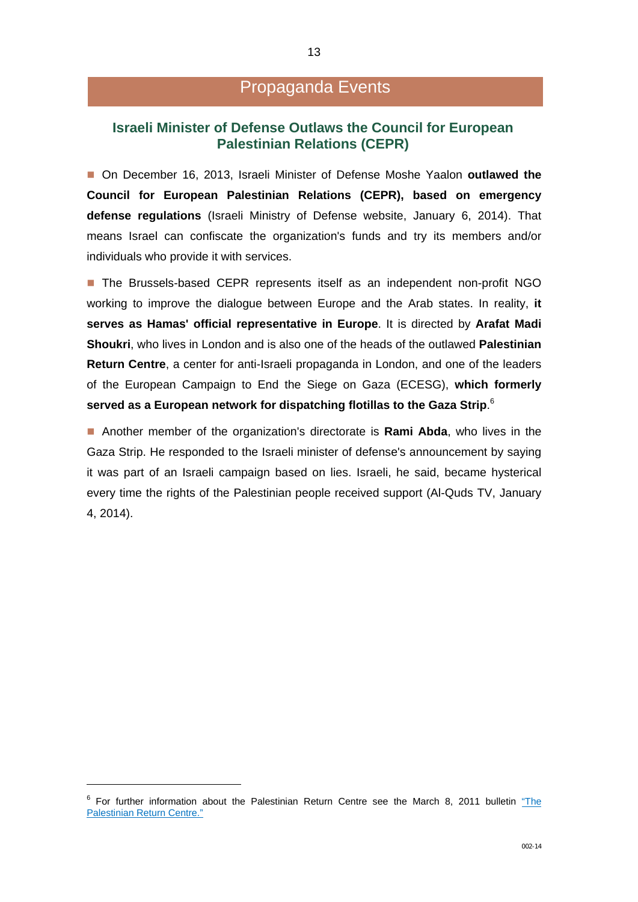# Propaganda Events

## Israeli Minister of Defense Outlaws the Council for European Palestinian Relations (CEPR)

- On December 16, 2013, Israeli Minister of Defense Moshe Yaalon **outlawed the Council for European Palestinian Relations (CEPR), based on emergency defense regulations** (Israeli Ministry of Defense website, January 6, 2014). That means Israel can confiscate the organization's funds and try its members and/or individuals who provide it with services.

- The Brussels-based CEPR represents itself as an independent non-profit NGO working to improve the dialogue between Europe and the Arab states. In reality, **it serves as Hamas' official representative in Europe**. It is directed by **Arafat Madi Shoukri**, who lives in London and is also one of the heads of the outlawed **Palestinian Return Centre**, a center for anti-Israeli propaganda in London, and one of the leaders of the European Campaign to End the Siege on Gaza (ECESG), **which formerly served as a European network for dispatching flotillas to the Gaza Strip**.[6]

- Another member of the organization's directorate is **Rami Abda**, who lives in the Gaza Strip. He responded to the Israeli minister of defense's announcement by saying it was part of an Israeli campaign based on lies. Israeli, he said, became hysterical every time the rights of the Palestinian people received support (Al-Quds TV, January 4, 2014).

---

[6] For further information about the Palestinian Return Centre see the March 8, 2011 bulletin "The Palestinian Return Centre."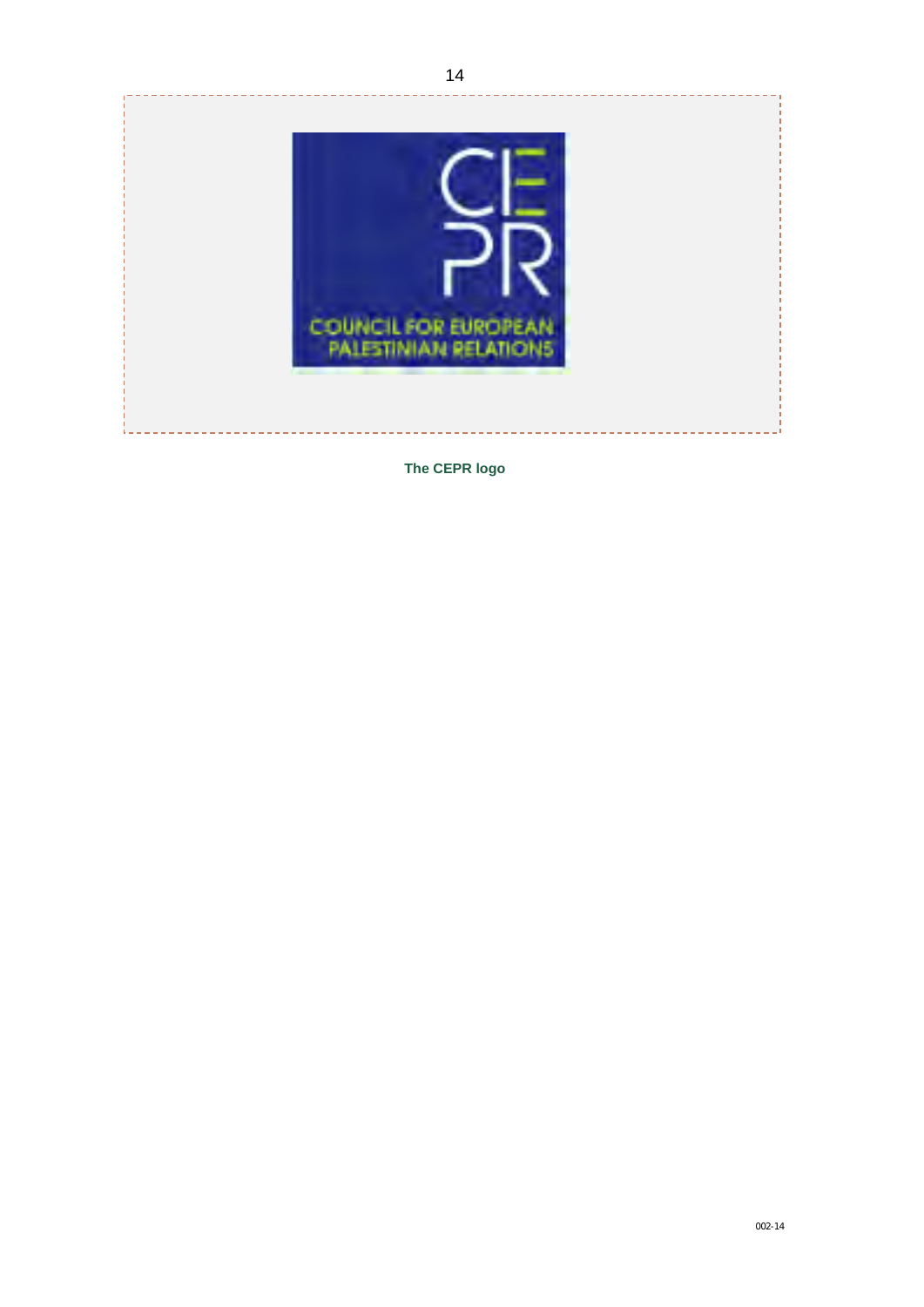**The CEPR logo**